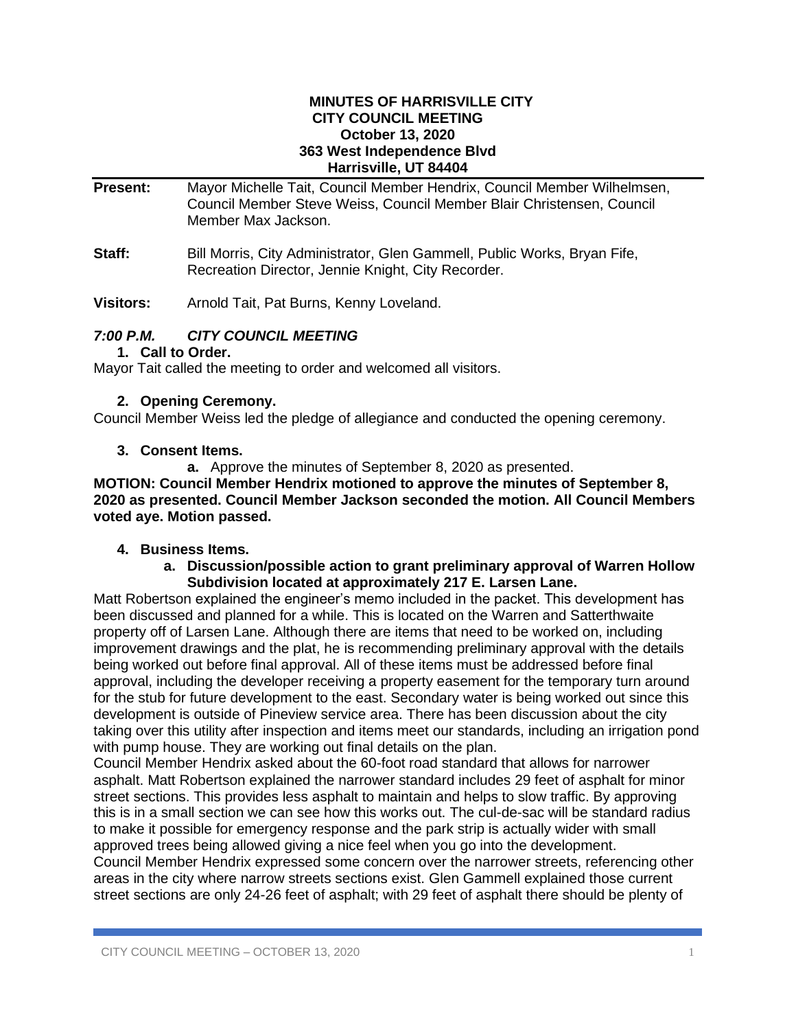# MINUTES OF HARRISVILLE CITY CITY COUNCIL MEETING

**October 13, 2020**
**363 West Independence Blvd**
**Harrisville, UT 84404**

**Present:** Mayor Michelle Tait, Council Member Hendrix, Council Member Wilhelmsen, Council Member Steve Weiss, Council Member Blair Christensen, Council Member Max Jackson.

**Staff:** Bill Morris, City Administrator, Glen Gammell, Public Works, Bryan Fife, Recreation Director, Jennie Knight, City Recorder.

**Visitors:** Arnold Tait, Pat Burns, Kenny Loveland.

## *7:00 P.M. CITY COUNCIL MEETING*

### 1. Call to Order.

Mayor Tait called the meeting to order and welcomed all visitors.

### 2. Opening Ceremony.

Council Member Weiss led the pledge of allegiance and conducted the opening ceremony.

### 3. Consent Items.

**a.** Approve the minutes of September 8, 2020 as presented.

**MOTION: Council Member Hendrix motioned to approve the minutes of September 8, 2020 as presented. Council Member Jackson seconded the motion. All Council Members voted aye. Motion passed.**

### 4. Business Items.

**a. Discussion/possible action to grant preliminary approval of Warren Hollow Subdivision located at approximately 217 E. Larsen Lane.**

Matt Robertson explained the engineer's memo included in the packet. This development has been discussed and planned for a while. This is located on the Warren and Satterthwaite property off of Larsen Lane. Although there are items that need to be worked on, including improvement drawings and the plat, he is recommending preliminary approval with the details being worked out before final approval. All of these items must be addressed before final approval, including the developer receiving a property easement for the temporary turn around for the stub for future development to the east. Secondary water is being worked out since this development is outside of Pineview service area. There has been discussion about the city taking over this utility after inspection and items meet our standards, including an irrigation pond with pump house. They are working out final details on the plan.

Council Member Hendrix asked about the 60-foot road standard that allows for narrower asphalt. Matt Robertson explained the narrower standard includes 29 feet of asphalt for minor street sections. This provides less asphalt to maintain and helps to slow traffic. By approving this is in a small section we can see how this works out. The cul-de-sac will be standard radius to make it possible for emergency response and the park strip is actually wider with small approved trees being allowed giving a nice feel when you go into the development.

Council Member Hendrix expressed some concern over the narrower streets, referencing other areas in the city where narrow streets sections exist. Glen Gammell explained those current street sections are only 24-26 feet of asphalt; with 29 feet of asphalt there should be plenty of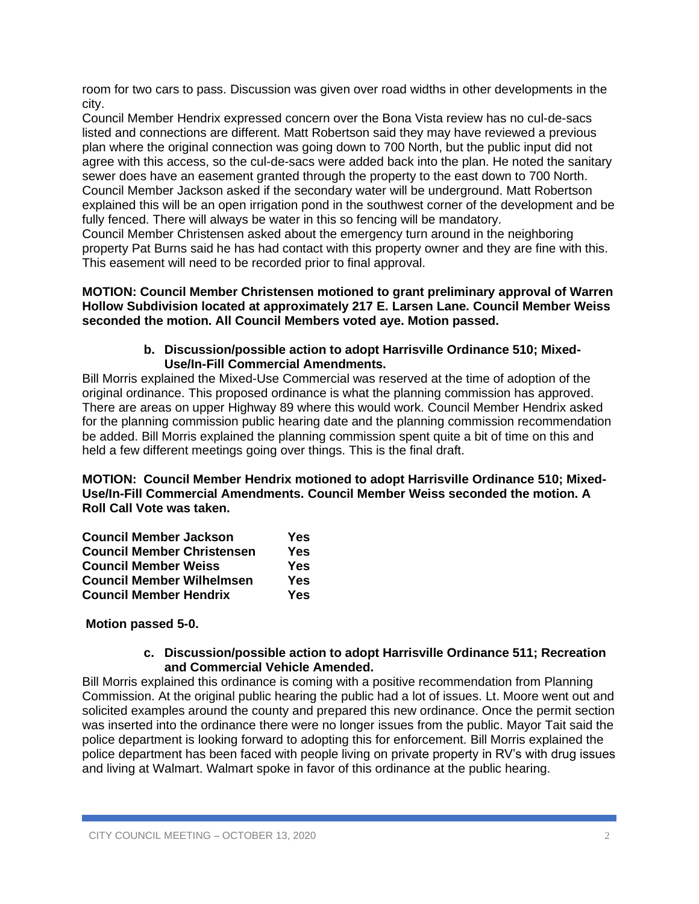room for two cars to pass. Discussion was given over road widths in other developments in the city.
Council Member Hendrix expressed concern over the Bona Vista review has no cul-de-sacs listed and connections are different. Matt Robertson said they may have reviewed a previous plan where the original connection was going down to 700 North, but the public input did not agree with this access, so the cul-de-sacs were added back into the plan. He noted the sanitary sewer does have an easement granted through the property to the east down to 700 North.
Council Member Jackson asked if the secondary water will be underground. Matt Robertson explained this will be an open irrigation pond in the southwest corner of the development and be fully fenced. There will always be water in this so fencing will be mandatory.
Council Member Christensen asked about the emergency turn around in the neighboring property Pat Burns said he has had contact with this property owner and they are fine with this. This easement will need to be recorded prior to final approval.

**MOTION: Council Member Christensen motioned to grant preliminary approval of Warren Hollow Subdivision located at approximately 217 E. Larsen Lane. Council Member Weiss seconded the motion. All Council Members voted aye. Motion passed.**

**b. Discussion/possible action to adopt Harrisville Ordinance 510; Mixed-Use/In-Fill Commercial Amendments.**

Bill Morris explained the Mixed-Use Commercial was reserved at the time of adoption of the original ordinance. This proposed ordinance is what the planning commission has approved. There are areas on upper Highway 89 where this would work. Council Member Hendrix asked for the planning commission public hearing date and the planning commission recommendation be added. Bill Morris explained the planning commission spent quite a bit of time on this and held a few different meetings going over things. This is the final draft.

**MOTION: Council Member Hendrix motioned to adopt Harrisville Ordinance 510; Mixed-Use/In-Fill Commercial Amendments. Council Member Weiss seconded the motion. A Roll Call Vote was taken.**

| | |
|---|---|
| **Council Member Jackson** | **Yes** |
| **Council Member Christensen** | **Yes** |
| **Council Member Weiss** | **Yes** |
| **Council Member Wilhelmsen** | **Yes** |
| **Council Member Hendrix** | **Yes** |

**Motion passed 5-0.**

**c. Discussion/possible action to adopt Harrisville Ordinance 511; Recreation and Commercial Vehicle Amended.**

Bill Morris explained this ordinance is coming with a positive recommendation from Planning Commission. At the original public hearing the public had a lot of issues. Lt. Moore went out and solicited examples around the county and prepared this new ordinance. Once the permit section was inserted into the ordinance there were no longer issues from the public. Mayor Tait said the police department is looking forward to adopting this for enforcement. Bill Morris explained the police department has been faced with people living on private property in RV's with drug issues and living at Walmart. Walmart spoke in favor of this ordinance at the public hearing.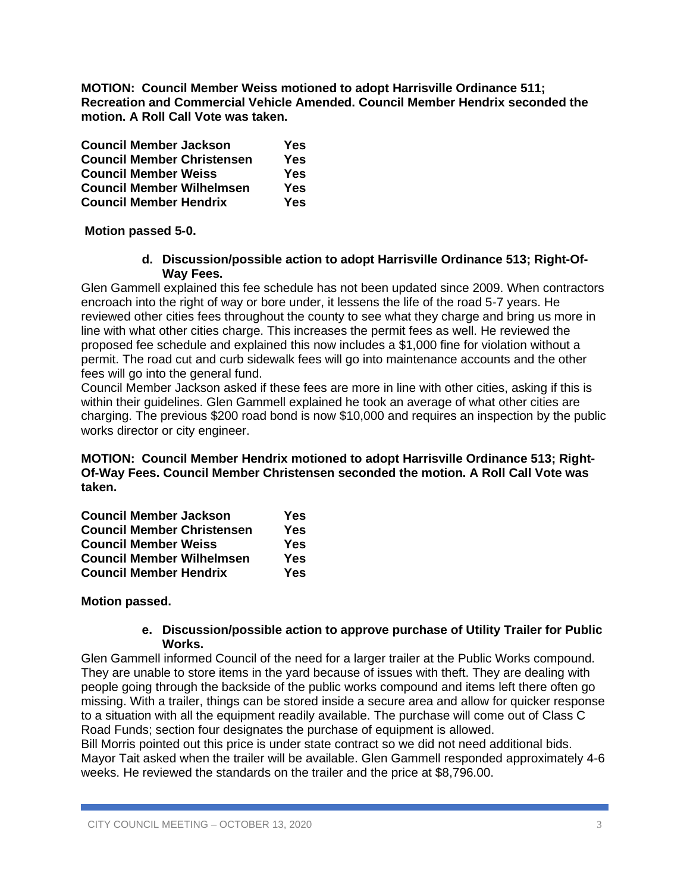**MOTION: Council Member Weiss motioned to adopt Harrisville Ordinance 511; Recreation and Commercial Vehicle Amended. Council Member Hendrix seconded the motion. A Roll Call Vote was taken.**

| | |
|---|---|
| **Council Member Jackson** | **Yes** |
| **Council Member Christensen** | **Yes** |
| **Council Member Weiss** | **Yes** |
| **Council Member Wilhelmsen** | **Yes** |
| **Council Member Hendrix** | **Yes** |

**Motion passed 5-0.**

**d. Discussion/possible action to adopt Harrisville Ordinance 513; Right-Of-Way Fees.**

Glen Gammell explained this fee schedule has not been updated since 2009. When contractors encroach into the right of way or bore under, it lessens the life of the road 5-7 years. He reviewed other cities fees throughout the county to see what they charge and bring us more in line with what other cities charge. This increases the permit fees as well. He reviewed the proposed fee schedule and explained this now includes a $1,000 fine for violation without a permit. The road cut and curb sidewalk fees will go into maintenance accounts and the other fees will go into the general fund.

Council Member Jackson asked if these fees are more in line with other cities, asking if this is within their guidelines. Glen Gammell explained he took an average of what other cities are charging. The previous $200 road bond is now $10,000 and requires an inspection by the public works director or city engineer.

**MOTION: Council Member Hendrix motioned to adopt Harrisville Ordinance 513; Right-Of-Way Fees. Council Member Christensen seconded the motion. A Roll Call Vote was taken.**

| | |
|---|---|
| **Council Member Jackson** | **Yes** |
| **Council Member Christensen** | **Yes** |
| **Council Member Weiss** | **Yes** |
| **Council Member Wilhelmsen** | **Yes** |
| **Council Member Hendrix** | **Yes** |

**Motion passed.**

**e. Discussion/possible action to approve purchase of Utility Trailer for Public Works.**

Glen Gammell informed Council of the need for a larger trailer at the Public Works compound. They are unable to store items in the yard because of issues with theft. They are dealing with people going through the backside of the public works compound and items left there often go missing. With a trailer, things can be stored inside a secure area and allow for quicker response to a situation with all the equipment readily available. The purchase will come out of Class C Road Funds; section four designates the purchase of equipment is allowed.

Bill Morris pointed out this price is under state contract so we did not need additional bids. Mayor Tait asked when the trailer will be available. Glen Gammell responded approximately 4-6 weeks. He reviewed the standards on the trailer and the price at $8,796.00.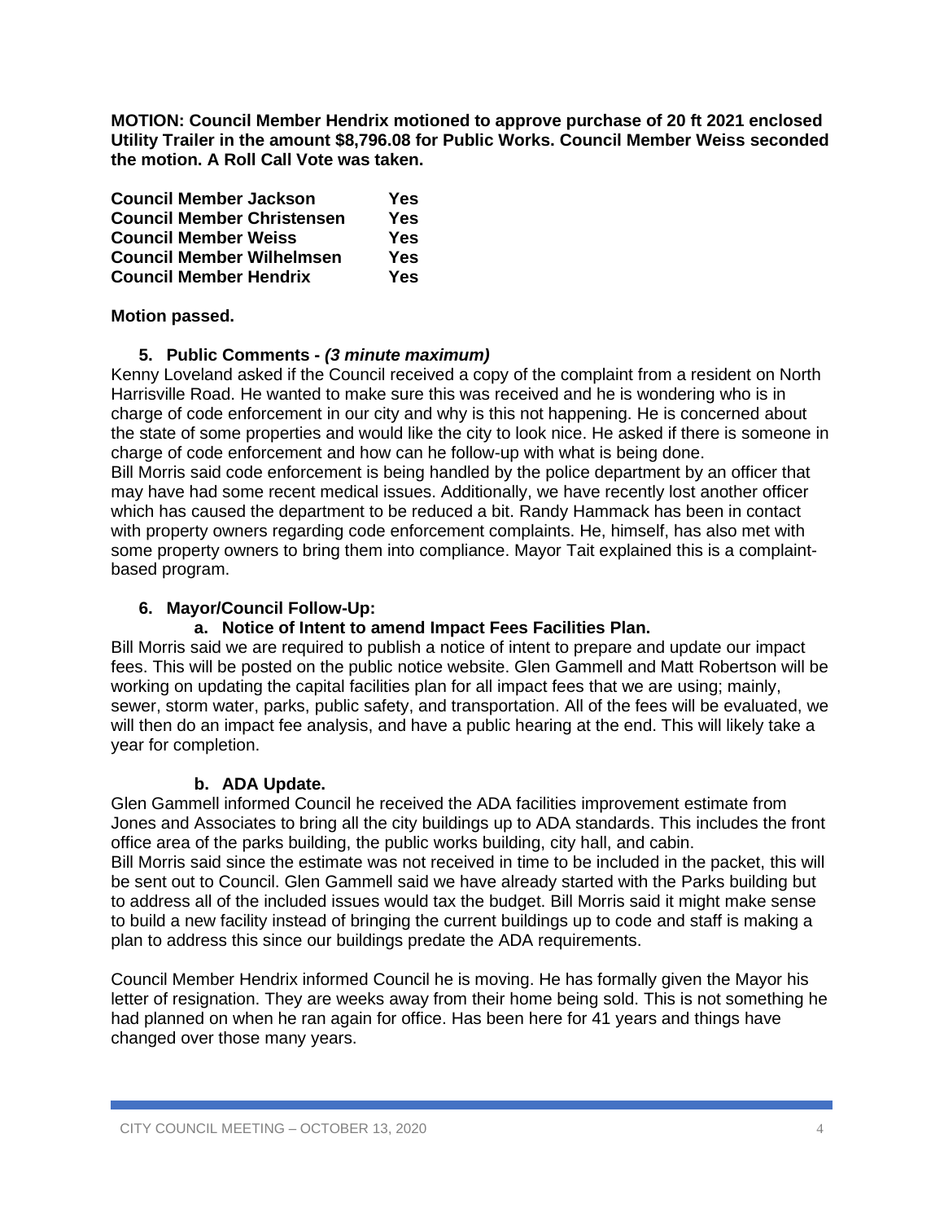**MOTION: Council Member Hendrix motioned to approve purchase of 20 ft 2021 enclosed Utility Trailer in the amount $8,796.08 for Public Works. Council Member Weiss seconded the motion. A Roll Call Vote was taken.**

| | |
|---|---|
| **Council Member Jackson** | **Yes** |
| **Council Member Christensen** | **Yes** |
| **Council Member Weiss** | **Yes** |
| **Council Member Wilhelmsen** | **Yes** |
| **Council Member Hendrix** | **Yes** |

**Motion passed.**

5. **Public Comments - *(3 minute maximum)***

Kenny Loveland asked if the Council received a copy of the complaint from a resident on North Harrisville Road. He wanted to make sure this was received and he is wondering who is in charge of code enforcement in our city and why is this not happening. He is concerned about the state of some properties and would like the city to look nice. He asked if there is someone in charge of code enforcement and how can he follow-up with what is being done.

Bill Morris said code enforcement is being handled by the police department by an officer that may have had some recent medical issues. Additionally, we have recently lost another officer which has caused the department to be reduced a bit. Randy Hammack has been in contact with property owners regarding code enforcement complaints. He, himself, has also met with some property owners to bring them into compliance. Mayor Tait explained this is a complaint-based program.

6. **Mayor/Council Follow-Up:**

   a. **Notice of Intent to amend Impact Fees Facilities Plan.**

Bill Morris said we are required to publish a notice of intent to prepare and update our impact fees. This will be posted on the public notice website. Glen Gammell and Matt Robertson will be working on updating the capital facilities plan for all impact fees that we are using; mainly, sewer, storm water, parks, public safety, and transportation. All of the fees will be evaluated, we will then do an impact fee analysis, and have a public hearing at the end. This will likely take a year for completion.

   b. **ADA Update.**

Glen Gammell informed Council he received the ADA facilities improvement estimate from Jones and Associates to bring all the city buildings up to ADA standards. This includes the front office area of the parks building, the public works building, city hall, and cabin.

Bill Morris said since the estimate was not received in time to be included in the packet, this will be sent out to Council. Glen Gammell said we have already started with the Parks building but to address all of the included issues would tax the budget. Bill Morris said it might make sense to build a new facility instead of bringing the current buildings up to code and staff is making a plan to address this since our buildings predate the ADA requirements.

Council Member Hendrix informed Council he is moving. He has formally given the Mayor his letter of resignation. They are weeks away from their home being sold. This is not something he had planned on when he ran again for office. Has been here for 41 years and things have changed over those many years.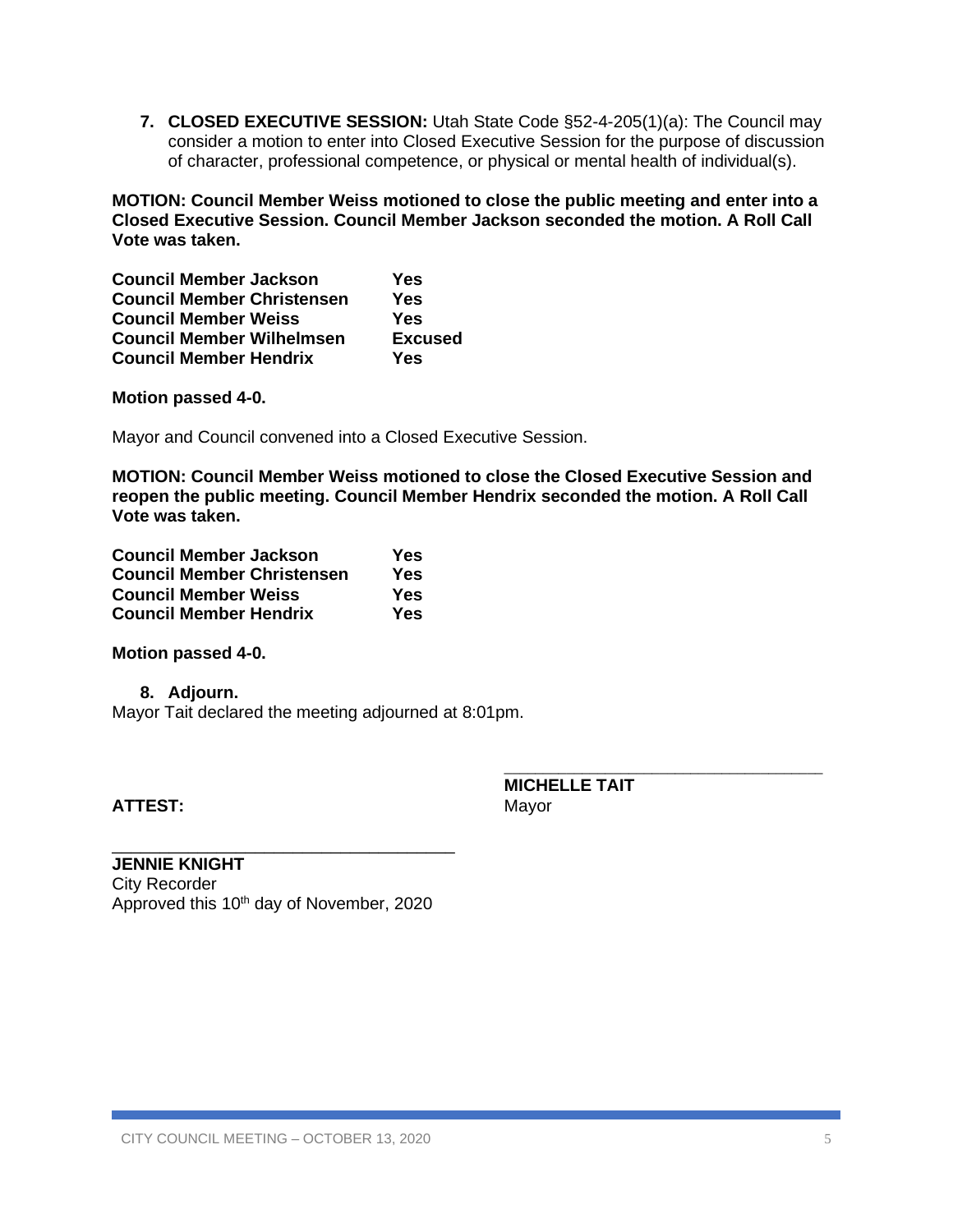7. **CLOSED EXECUTIVE SESSION:** Utah State Code §52-4-205(1)(a): The Council may consider a motion to enter into Closed Executive Session for the purpose of discussion of character, professional competence, or physical or mental health of individual(s).

**MOTION: Council Member Weiss motioned to close the public meeting and enter into a Closed Executive Session. Council Member Jackson seconded the motion. A Roll Call Vote was taken.**

| | |
|---|---|
| **Council Member Jackson** | **Yes** |
| **Council Member Christensen** | **Yes** |
| **Council Member Weiss** | **Yes** |
| **Council Member Wilhelmsen** | **Excused** |
| **Council Member Hendrix** | **Yes** |

**Motion passed 4-0.**

Mayor and Council convened into a Closed Executive Session.

**MOTION: Council Member Weiss motioned to close the Closed Executive Session and reopen the public meeting. Council Member Hendrix seconded the motion. A Roll Call Vote was taken.**

| | |
|---|---|
| **Council Member Jackson** | **Yes** |
| **Council Member Christensen** | **Yes** |
| **Council Member Weiss** | **Yes** |
| **Council Member Hendrix** | **Yes** |

**Motion passed 4-0.**

8. **Adjourn.**

Mayor Tait declared the meeting adjourned at 8:01pm.

\_\_\_\_\_\_\_\_\_\_\_\_\_\_\_\_\_\_\_\_\_\_\_\_\_\_\_\_\_\_\_\_\_\_\_
**MICHELLE TAIT**
Mayor

**ATTEST:**

\_\_\_\_\_\_\_\_\_\_\_\_\_\_\_\_\_\_\_\_\_\_\_\_\_\_\_\_\_\_\_\_\_\_\_
**JENNIE KNIGHT**
City Recorder
Approved this 10th day of November, 2020